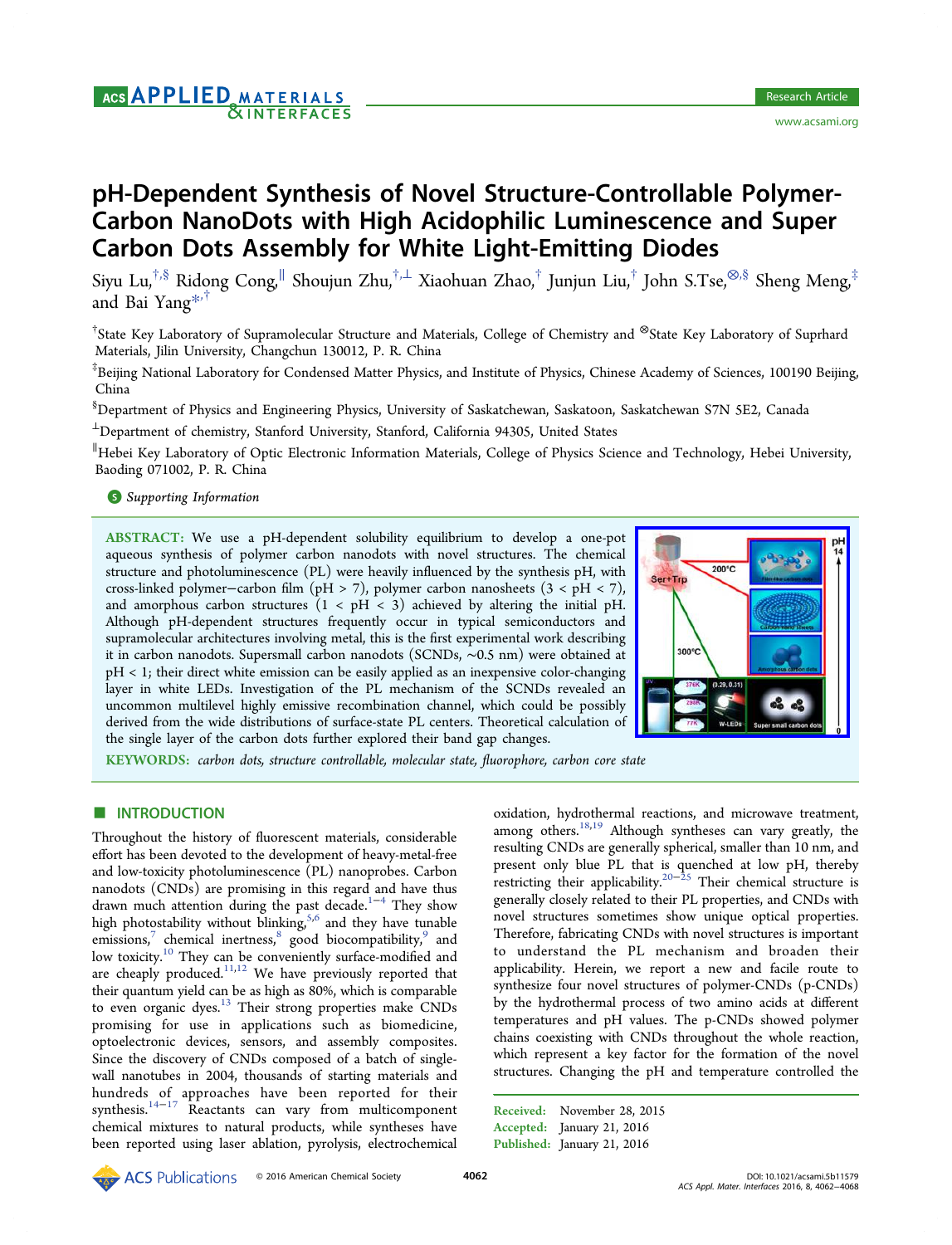# pH-Dependent Synthesis of Novel Structure-Controllable Polymer-Carbon NanoDots with High Acidophilic Luminescence and Super Carbon Dots Assembly for White Light-Emitting Diodes

Siyu Lu,[†,§] Ridong Cong,[∥] Shoujun Zhu,[†,⊥] Xiaohuan Zhao,[†] Junjun Liu,[†] John S.Tse,[⊗,§] Sheng Meng,[‡] and Bai Yang[*,†]

[†]State Key Laboratory of Supramolecular Structure and Materials, College of Chemistry and [⊗]State Key Laboratory of Suprhard Materials, Jilin University, Changchun 130012, P. R. China

[‡]Beijing National Laboratory for Condensed Matter Physics, and Institute of Physics, Chinese Academy of Sciences, 100190 Beijing, China

[§]Department of Physics and Engineering Physics, University of Saskatchewan, Saskatoon, Saskatchewan S7N 5E2, Canada

[⊥]Department of chemistry, Stanford University, Stanford, California 94305, United States

[∥]Hebei Key Laboratory of Optic Electronic Information Materials, College of Physics Science and Technology, Hebei University, Baoding 071002, P. R. China

Supporting Information

**ABSTRACT:** We use a pH-dependent solubility equilibrium to develop a one-pot aqueous synthesis of polymer carbon nanodots with novel structures. The chemical structure and photoluminescence (PL) were heavily influenced by the synthesis pH, with cross-linked polymer−carbon film (pH > 7), polymer carbon nanosheets (3 < pH < 7), and amorphous carbon structures (1 < pH < 3) achieved by altering the initial pH. Although pH-dependent structures frequently occur in typical semiconductors and supramolecular architectures involving metal, this is the first experimental work describing it in carbon nanodots. Supersmall carbon nanodots (SCNDs, ∼0.5 nm) were obtained at pH < 1; their direct white emission can be easily applied as an inexpensive color-changing layer in white LEDs. Investigation of the PL mechanism of the SCNDs revealed an uncommon multilevel highly emissive recombination channel, which could be possibly derived from the wide distributions of surface-state PL centers. Theoretical calculation of the single layer of the carbon dots further explored their band gap changes.

**KEYWORDS:** *carbon dots, structure controllable, molecular state, fluorophore, carbon core state*

## INTRODUCTION

Throughout the history of fluorescent materials, considerable effort has been devoted to the development of heavy-metal-free and low-toxicity photoluminescence (PL) nanoprobes. Carbon nanodots (CNDs) are promising in this regard and have thus drawn much attention during the past decade.[1−4] They show high photostability without blinking,[5,6] and they have tunable emissions,[7] chemical inertness,[8] good biocompatibility,[9] and low toxicity.[10] They can be conveniently surface-modified and are cheaply produced.[11,12] We have previously reported that their quantum yield can be as high as 80%, which is comparable to even organic dyes.[13] Their strong properties make CNDs promising for use in applications such as biomedicine, optoelectronic devices, sensors, and assembly composites. Since the discovery of CNDs composed of a batch of single-wall nanotubes in 2004, thousands of starting materials and hundreds of approaches have been reported for their synthesis.[14−17] Reactants can vary from multicomponent chemical mixtures to natural products, while syntheses have been reported using laser ablation, pyrolysis, electrochemical oxidation, hydrothermal reactions, and microwave treatment, among others.[18,19] Although syntheses can vary greatly, the resulting CNDs are generally spherical, smaller than 10 nm, and present only blue PL that is quenched at low pH, thereby restricting their applicability.[20−25] Their chemical structure is generally closely related to their PL properties, and CNDs with novel structures sometimes show unique optical properties. Therefore, fabricating CNDs with novel structures is important to understand the PL mechanism and broaden their applicability. Herein, we report a new and facile route to synthesize four novel structures of polymer-CNDs (p-CNDs) by the hydrothermal process of two amino acids at different temperatures and pH values. The p-CNDs showed polymer chains coexisting with CNDs throughout the whole reaction, which represent a key factor for the formation of the novel structures. Changing the pH and temperature controlled the

Received: November 28, 2015
Accepted: January 21, 2016
Published: January 21, 2016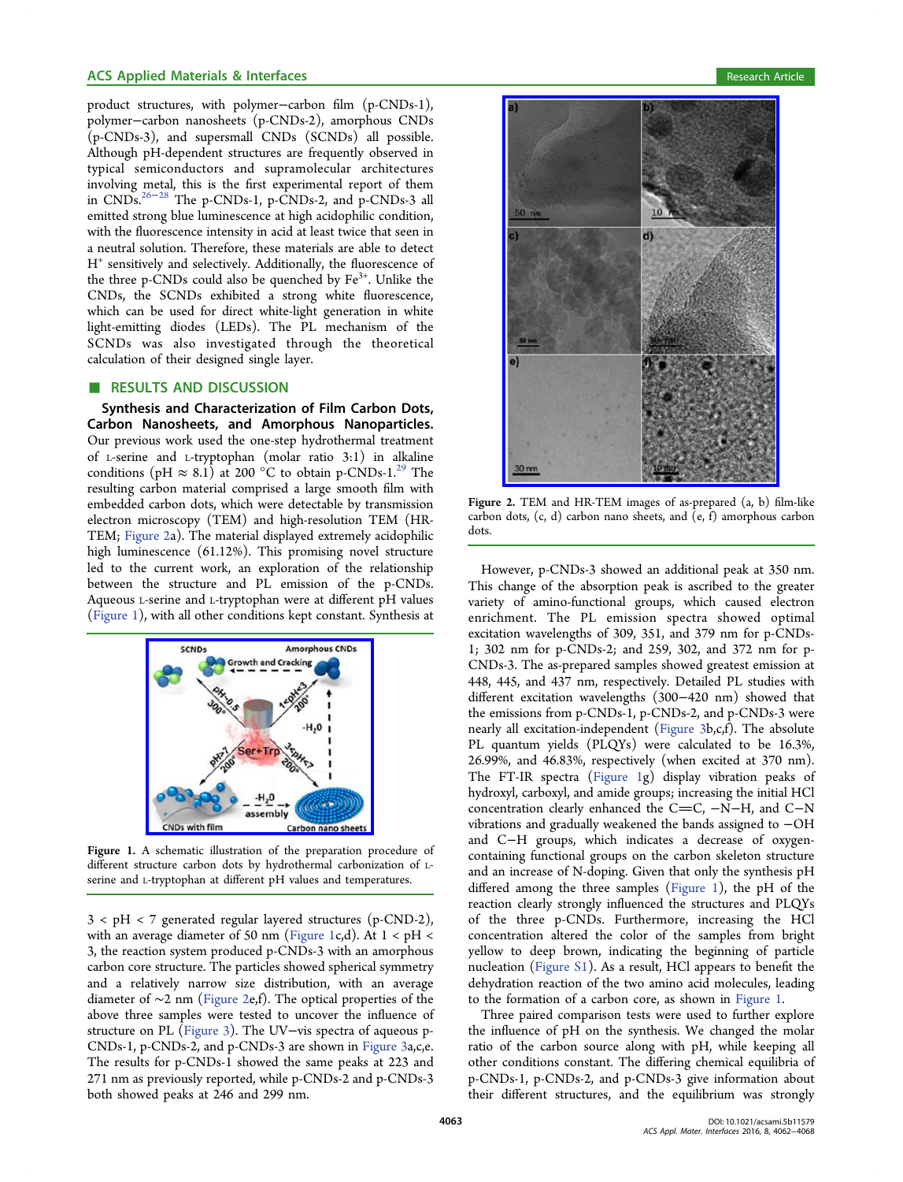product structures, with polymer–carbon film (p-CNDs-1), polymer–carbon nanosheets (p-CNDs-2), amorphous CNDs (p-CNDs-3), and supersmall CNDs (SCNDs) all possible. Although pH-dependent structures are frequently observed in typical semiconductors and supramolecular architectures involving metal, this is the first experimental report of them in CNDs.[26−28] The p-CNDs-1, p-CNDs-2, and p-CNDs-3 all emitted strong blue luminescence at high acidophilic condition, with the fluorescence intensity in acid at least twice that seen in a neutral solution. Therefore, these materials are able to detect $H^+$ sensitively and selectively. Additionally, the fluorescence of the three p-CNDs could also be quenched by $Fe^{3+}$. Unlike the CNDs, the SCNDs exhibited a strong white fluorescence, which can be used for direct white-light generation in white light-emitting diodes (LEDs). The PL mechanism of the SCNDs was also investigated through the theoretical calculation of their designed single layer.

## RESULTS AND DISCUSSION

**Synthesis and Characterization of Film Carbon Dots, Carbon Nanosheets, and Amorphous Carbon Nanoparticles.** Our previous work used the one-step hydrothermal treatment of L-serine and L-tryptophan (molar ratio 3:1) in alkaline conditions (pH ≈ 8.1) at 200 °C to obtain p-CNDs-1.[29] The resulting carbon material comprised a large smooth film with embedded carbon dots, which were detectable by transmission electron microscopy (TEM) and high-resolution TEM (HR-TEM; Figure 2a). The material displayed extremely acidophilic high luminescence (61.12%). This promising novel structure led to the current work, an exploration of the relationship between the structure and PL emission of the p-CNDs. Aqueous L-serine and L-tryptophan were at different pH values (Figure 1), with all other conditions kept constant. Synthesis at 3 < pH < 7 generated regular layered structures (p-CND-2), with an average diameter of 50 nm (Figure 1c,d). At 1 < pH < 3, the reaction system produced p-CNDs-3 with an amorphous carbon core structure. The particles showed spherical symmetry and a relatively narrow size distribution, with an average diameter of ~2 nm (Figure 2e,f). The optical properties of the above three samples were tested to uncover the influence of structure on PL (Figure 3). The UV–vis spectra of aqueous p-CNDs-1, p-CNDs-2, and p-CNDs-3 are shown in Figure 3a,c,e. The results for p-CNDs-1 showed the same peaks at 223 and 271 nm as previously reported, while p-CNDs-2 and p-CNDs-3 both showed peaks at 246 and 299 nm.

Figure 1. A schematic illustration of the preparation procedure of different structure carbon dots by hydrothermal carbonization of L-serine and L-tryptophan at different pH values and temperatures.

Figure 2. TEM and HR-TEM images of as-prepared (a, b) film-like carbon dots, (c, d) carbon nano sheets, and (e, f) amorphous carbon dots.

However, p-CNDs-3 showed an additional peak at 350 nm. This change of the absorption peak is ascribed to the greater variety of amino-functional groups, which caused electron enrichment. The PL emission spectra showed optimal excitation wavelengths of 309, 351, and 379 nm for p-CNDs-1; 302 nm for p-CNDs-2; and 259, 302, and 372 nm for p-CNDs-3. The as-prepared samples showed greatest emission at 448, 445, and 437 nm, respectively. Detailed PL studies with different excitation wavelengths (300−420 nm) showed that the emissions from p-CNDs-1, p-CNDs-2, and p-CNDs-3 were nearly all excitation-independent (Figure 3b,c,f). The absolute PL quantum yields (PLQYs) were calculated to be 16.3%, 26.99%, and 46.83%, respectively (when excited at 370 nm). The FT-IR spectra (Figure 1g) display vibration peaks of hydroxyl, carboxyl, and amide groups; increasing the initial HCl concentration clearly enhanced the C=C, −N−H, and C−N vibrations and gradually weakened the bands assigned to −OH and C−H groups, which indicates a decrease of oxygen-containing functional groups on the carbon skeleton structure and an increase of N-doping. Given that only the synthesis pH differed among the three samples (Figure 1), the pH of the reaction clearly strongly influenced the structures and PLQYs of the three p-CNDs. Furthermore, increasing the HCl concentration altered the color of the samples from bright yellow to deep brown, indicating the beginning of particle nucleation (Figure S1). As a result, HCl appears to benefit the dehydration reaction of the two amino acid molecules, leading to the formation of a carbon core, as shown in Figure 1.

Three paired comparison tests were used to further explore the influence of pH on the synthesis. We changed the molar ratio of the carbon source along with pH, while keeping all other conditions constant. The differing chemical equilibria of p-CNDs-1, p-CNDs-2, and p-CNDs-3 give information about their different structures, and the equilibrium was strongly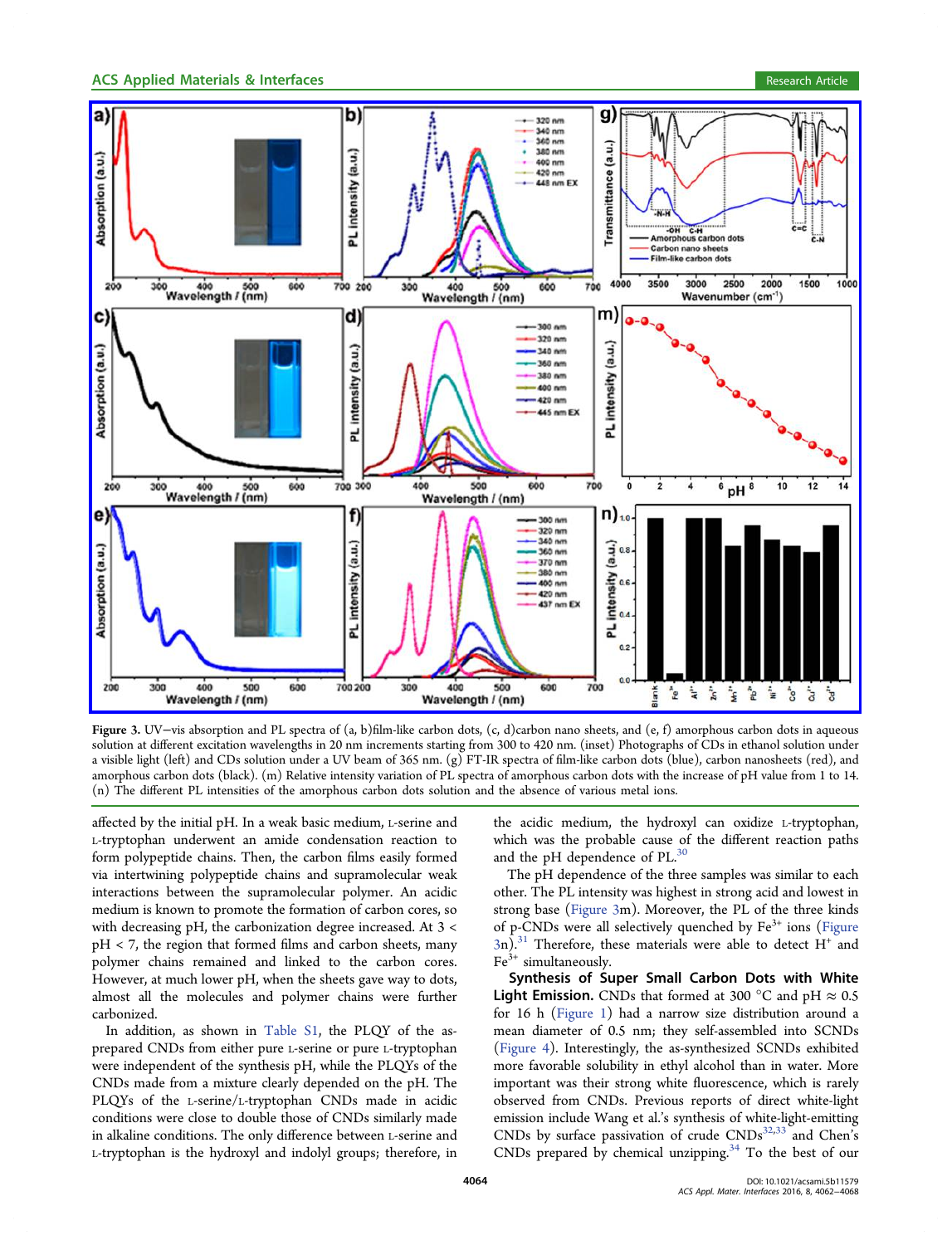Figure 3. UV−vis absorption and PL spectra of (a, b)film-like carbon dots, (c, d)carbon nano sheets, and (e, f) amorphous carbon dots in aqueous solution at different excitation wavelengths in 20 nm increments starting from 300 to 420 nm. (inset) Photographs of CDs in ethanol solution under a visible light (left) and CDs solution under a UV beam of 365 nm. (g) FT-IR spectra of film-like carbon dots (blue), carbon nanosheets (red), and amorphous carbon dots (black). (m) Relative intensity variation of PL spectra of amorphous carbon dots with the increase of pH value from 1 to 14. (n) The different PL intensities of the amorphous carbon dots solution and the absence of various metal ions.

affected by the initial pH. In a weak basic medium, L-serine and L-tryptophan underwent an amide condensation reaction to form polypeptide chains. Then, the carbon films easily formed via intertwining polypeptide chains and supramolecular weak interactions between the supramolecular polymer. An acidic medium is known to promote the formation of carbon cores, so with decreasing pH, the carbonization degree increased. At 3 < pH < 7, the region that formed films and carbon sheets, many polymer chains remained and linked to the carbon cores. However, at much lower pH, when the sheets gave way to dots, almost all the molecules and polymer chains were further carbonized.

In addition, as shown in Table S1, the PLQY of the as-prepared CNDs from either pure L-serine or pure L-tryptophan were independent of the synthesis pH, while the PLQYs of the CNDs made from a mixture clearly depended on the pH. The PLQYs of the L-serine/L-tryptophan CNDs made in acidic conditions were close to double those of CNDs similarly made in alkaline conditions. The only difference between L-serine and L-tryptophan is the hydroxyl and indolyl groups; therefore, in the acidic medium, the hydroxyl can oxidize L-tryptophan, which was the probable cause of the different reaction paths and the pH dependence of PL.[30]

The pH dependence of the three samples was similar to each other. The PL intensity was highest in strong acid and lowest in strong base (Figure 3m). Moreover, the PL of the three kinds of p-CNDs were all selectively quenched by $Fe^{3+}$ ions (Figure 3n).[31] Therefore, these materials were able to detect $H^+$ and $Fe^{3+}$ simultaneously.

**Synthesis of Super Small Carbon Dots with White Light Emission.** CNDs that formed at 300 °C and pH ≈ 0.5 for 16 h (Figure 1) had a narrow size distribution around a mean diameter of 0.5 nm; they self-assembled into SCNDs (Figure 4). Interestingly, the as-synthesized SCNDs exhibited more favorable solubility in ethyl alcohol than in water. More important was their strong white fluorescence, which is rarely observed from CNDs. Previous reports of direct white-light emission include Wang et al.'s synthesis of white-light-emitting CNDs by surface passivation of crude CNDs[32,33] and Chen's CNDs prepared by chemical unzipping.[34] To the best of our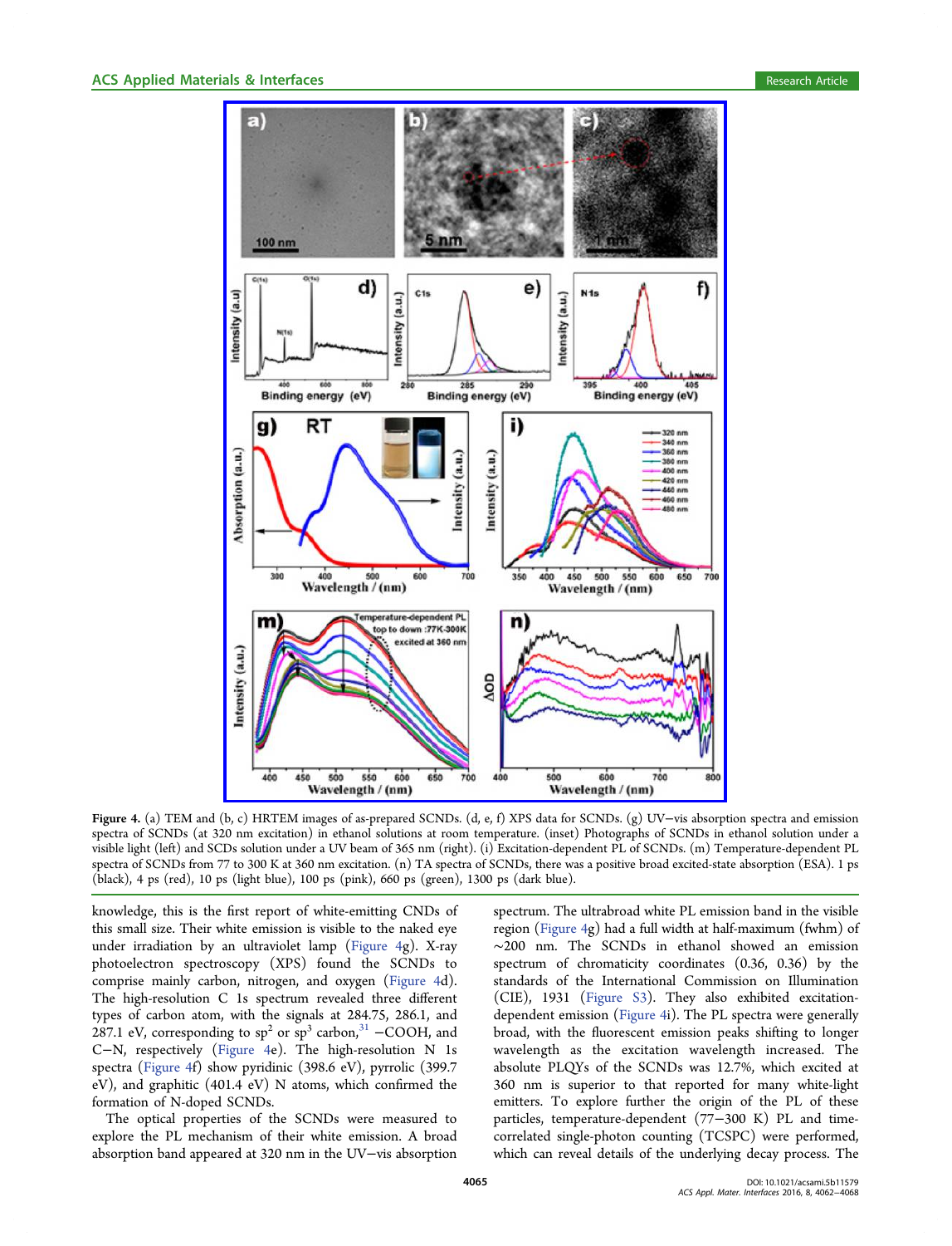**Figure 4.** (a) TEM and (b, c) HRTEM images of as-prepared SCNDs. (d, e, f) XPS data for SCNDs. (g) UV–vis absorption spectra and emission spectra of SCNDs (at 320 nm excitation) in ethanol solutions at room temperature. (inset) Photographs of SCNDs in ethanol solution under a visible light (left) and SCDs solution under a UV beam of 365 nm (right). (i) Excitation-dependent PL of SCNDs. (m) Temperature-dependent PL spectra of SCNDs from 77 to 300 K at 360 nm excitation. (n) TA spectra of SCNDs, there was a positive broad excited-state absorption (ESA). 1 ps (black), 4 ps (red), 10 ps (light blue), 100 ps (pink), 660 ps (green), 1300 ps (dark blue).

knowledge, this is the first report of white-emitting CNDs of this small size. Their white emission is visible to the naked eye under irradiation by an ultraviolet lamp (Figure 4g). X-ray photoelectron spectroscopy (XPS) found the SCNDs to comprise mainly carbon, nitrogen, and oxygen (Figure 4d). The high-resolution C 1s spectrum revealed three different types of carbon atom, with the signals at 284.75, 286.1, and 287.1 eV, corresponding to $sp^2$ or $sp^3$ carbon,[31] −COOH, and C−N, respectively (Figure 4e). The high-resolution N 1s spectra (Figure 4f) show pyridinic (398.6 eV), pyrrolic (399.7 eV), and graphitic (401.4 eV) N atoms, which confirmed the formation of N-doped SCNDs.

The optical properties of the SCNDs were measured to explore the PL mechanism of their white emission. A broad absorption band appeared at 320 nm in the UV−vis absorption spectrum. The ultrabroad white PL emission band in the visible region (Figure 4g) had a full width at half-maximum (fwhm) of ∼200 nm. The SCNDs in ethanol showed an emission spectrum of chromaticity coordinates (0.36, 0.36) by the standards of the International Commission on Illumination (CIE), 1931 (Figure S3). They also exhibited excitation-dependent emission (Figure 4i). The PL spectra were generally broad, with the fluorescent emission peaks shifting to longer wavelength as the excitation wavelength increased. The absolute PLQYs of the SCNDs was 12.7%, which excited at 360 nm is superior to that reported for many white-light emitters. To explore further the origin of the PL of these particles, temperature-dependent (77−300 K) PL and time-correlated single-photon counting (TCSPC) were performed, which can reveal details of the underlying decay process. The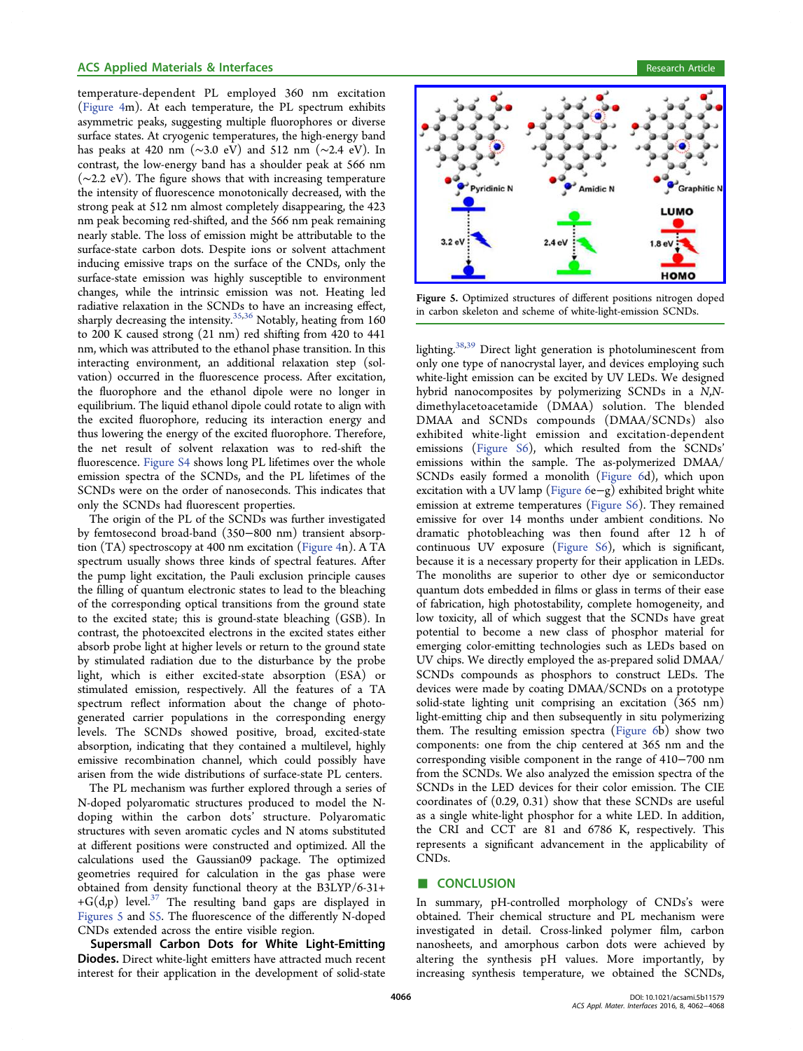temperature-dependent PL employed 360 nm excitation (Figure 4m). At each temperature, the PL spectrum exhibits asymmetric peaks, suggesting multiple fluorophores or diverse surface states. At cryogenic temperatures, the high-energy band has peaks at 420 nm (~3.0 eV) and 512 nm (~2.4 eV). In contrast, the low-energy band has a shoulder peak at 566 nm (~2.2 eV). The figure shows that with increasing temperature the intensity of fluorescence monotonically decreased, with the strong peak at 512 nm almost completely disappearing, the 423 nm peak becoming red-shifted, and the 566 nm peak remaining nearly stable. The loss of emission might be attributable to the surface-state carbon dots. Despite ions or solvent attachment inducing emissive traps on the surface of the CNDs, only the surface-state emission was highly susceptible to environment changes, while the intrinsic emission was not. Heating led radiative relaxation in the SCNDs to have an increasing effect, sharply decreasing the intensity.[35,36] Notably, heating from 160 to 200 K caused strong (21 nm) red shifting from 420 to 441 nm, which was attributed to the ethanol phase transition. In this interacting environment, an additional relaxation step (solvation) occurred in the fluorescence process. After excitation, the fluorophore and the ethanol dipole were no longer in equilibrium. The liquid ethanol dipole could rotate to align with the excited fluorophore, reducing its interaction energy and thus lowering the energy of the excited fluorophore. Therefore, the net result of solvent relaxation was to red-shift the fluorescence. Figure S4 shows long PL lifetimes over the whole emission spectra of the SCNDs, and the PL lifetimes of the SCNDs were on the order of nanoseconds. This indicates that only the SCNDs had fluorescent properties.

The origin of the PL of the SCNDs was further investigated by femtosecond broad-band (350−800 nm) transient absorption (TA) spectroscopy at 400 nm excitation (Figure 4n). A TA spectrum usually shows three kinds of spectral features. After the pump light excitation, the Pauli exclusion principle causes the filling of quantum electronic states to lead to the bleaching of the corresponding optical transitions from the ground state to the excited state; this is ground-state bleaching (GSB). In contrast, the photoexcited electrons in the excited states either absorb probe light at higher levels or return to the ground state by stimulated radiation due to the disturbance by the probe light, which is either excited-state absorption (ESA) or stimulated emission, respectively. All the features of a TA spectrum reflect information about the change of photogenerated carrier populations in the corresponding energy levels. The SCNDs showed positive, broad, excited-state absorption, indicating that they contained a multilevel, highly emissive recombination channel, which could possibly have arisen from the wide distributions of surface-state PL centers.

The PL mechanism was further explored through a series of N-doped polyaromatic structures produced to model the N-doping within the carbon dots' structure. Polyaromatic structures with seven aromatic cycles and N atoms substituted at different positions were constructed and optimized. All the calculations used the Gaussian09 package. The optimized geometries required for calculation in the gas phase were obtained from density functional theory at the B3LYP/6-31++G(d,p) level.[37] The resulting band gaps are displayed in Figures 5 and S5. The fluorescence of the differently N-doped CNDs extended across the entire visible region.

**Supersmall Carbon Dots for White Light-Emitting Diodes.** Direct white-light emitters have attracted much recent interest for their application in the development of solid-state lighting.[38,39] Direct light generation is photoluminescent from only one type of nanocrystal layer, and devices employing such white-light emission can be excited by UV LEDs. We designed hybrid nanocomposites by polymerizing SCNDs in a *N,N*-dimethylacetoacetamide (DMAA) solution. The blended DMAA and SCNDs compounds (DMAA/SCNDs) also exhibited white-light emission and excitation-dependent emissions (Figure S6), which resulted from the SCNDs' emissions within the sample. The as-polymerized DMAA/SCNDs easily formed a monolith (Figure 6d), which upon excitation with a UV lamp (Figure 6e−g) exhibited bright white emission at extreme temperatures (Figure S6). They remained emissive for over 14 months under ambient conditions. No dramatic photobleaching was then found after 12 h of continuous UV exposure (Figure S6), which is significant, because it is a necessary property for their application in LEDs. The monoliths are superior to other dye or semiconductor quantum dots embedded in films or glass in terms of their ease of fabrication, high photostability, complete homogeneity, and low toxicity, all of which suggest that the SCNDs have great potential to become a new class of phosphor material for emerging color-emitting technologies such as LEDs based on UV chips. We directly employed the as-prepared solid DMAA/SCNDs compounds as phosphors to construct LEDs. The devices were made by coating DMAA/SCNDs on a prototype solid-state lighting unit comprising an excitation (365 nm) light-emitting chip and then subsequently in situ polymerizing them. The resulting emission spectra (Figure 6b) show two components: one from the chip centered at 365 nm and the corresponding visible component in the range of 410−700 nm from the SCNDs. We also analyzed the emission spectra of the SCNDs in the LED devices for their color emission. The CIE coordinates of (0.29, 0.31) show that these SCNDs are useful as a single white-light phosphor for a white LED. In addition, the CRI and CCT are 81 and 6786 K, respectively. This represents a significant advancement in the applicability of CNDs.

Figure 5. Optimized structures of different positions nitrogen doped in carbon skeleton and scheme of white-light-emission SCNDs.

## CONCLUSION

In summary, pH-controlled morphology of CNDs's were obtained. Their chemical structure and PL mechanism were investigated in detail. Cross-linked polymer film, carbon nanosheets, and amorphous carbon dots were achieved by altering the synthesis pH values. More importantly, by increasing synthesis temperature, we obtained the SCNDs,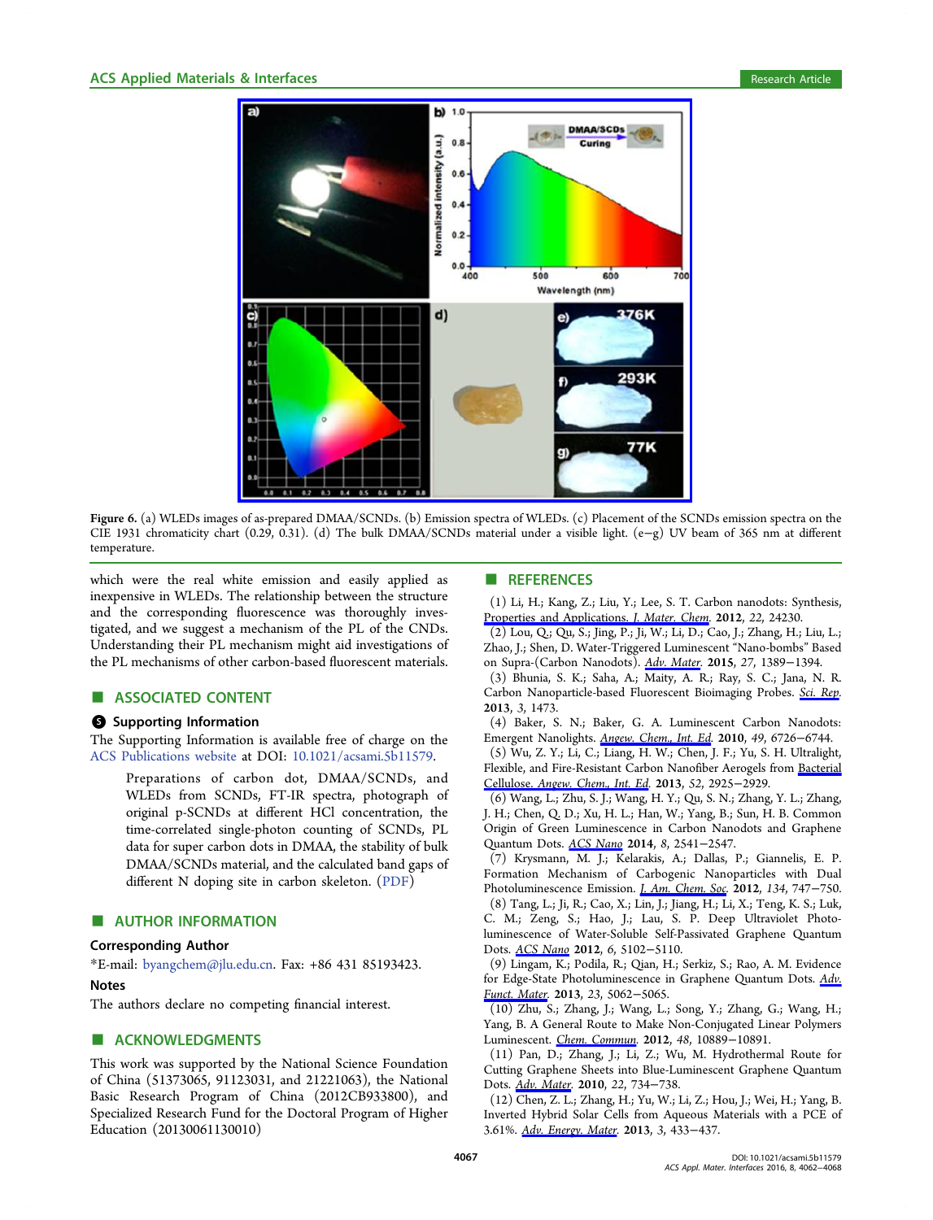Figure 6. (a) WLEDs images of as-prepared DMAA/SCNDs. (b) Emission spectra of WLEDs. (c) Placement of the SCNDs emission spectra on the CIE 1931 chromaticity chart (0.29, 0.31). (d) The bulk DMAA/SCNDs material under a visible light. (e−g) UV beam of 365 nm at different temperature.

which were the real white emission and easily applied as inexpensive in WLEDs. The relationship between the structure and the corresponding fluorescence was thoroughly investigated, and we suggest a mechanism of the PL of the CNDs. Understanding their PL mechanism might aid investigations of the PL mechanisms of other carbon-based fluorescent materials.

## ■ ASSOCIATED CONTENT

### Supporting Information

The Supporting Information is available free of charge on the ACS Publications website at DOI: 10.1021/acsami.5b11579.

Preparations of carbon dot, DMAA/SCNDs, and WLEDs from SCNDs, FT-IR spectra, photograph of original p-SCNDs at different HCl concentration, the time-correlated single-photon counting of SCNDs, PL data for super carbon dots in DMAA, the stability of bulk DMAA/SCNDs material, and the calculated band gaps of different N doping site in carbon skeleton. (PDF)

## ■ AUTHOR INFORMATION

### Corresponding Author

*E-mail: byangchem@jlu.edu.cn. Fax: +86 431 85193423.

### Notes

The authors declare no competing financial interest.

## ■ ACKNOWLEDGMENTS

This work was supported by the National Science Foundation of China (51373065, 91123031, and 21221063), the National Basic Research Program of China (2012CB933800), and Specialized Research Fund for the Doctoral Program of Higher Education (20130061130010)

## ■ REFERENCES

(1) Li, H.; Kang, Z.; Liu, Y.; Lee, S. T. Carbon nanodots: Synthesis, Properties and Applications. *J. Mater. Chem.* **2012**, *22*, 24230.

(2) Lou, Q.; Qu, S.; Jing, P.; Ji, W.; Li, D.; Cao, J.; Zhang, H.; Liu, L.; Zhao, J.; Shen, D. Water-Triggered Luminescent "Nano-bombs" Based on Supra-(Carbon Nanodots). *Adv. Mater.* **2015**, *27*, 1389−1394.

(3) Bhunia, S. K.; Saha, A.; Maity, A. R.; Ray, S. C.; Jana, N. R. Carbon Nanoparticle-based Fluorescent Bioimaging Probes. *Sci. Rep.* **2013**, *3*, 1473.

(4) Baker, S. N.; Baker, G. A. Luminescent Carbon Nanodots: Emergent Nanolights. *Angew. Chem., Int. Ed.* **2010**, *49*, 6726−6744.

(5) Wu, Z. Y.; Li, C.; Liang, H. W.; Chen, J. F.; Yu, S. H. Ultralight, Flexible, and Fire-Resistant Carbon Nanofiber Aerogels from Bacterial Cellulose. *Angew. Chem., Int. Ed.* **2013**, *52*, 2925−2929.

(6) Wang, L.; Zhu, S. J.; Wang, H. Y.; Qu, S. N.; Zhang, Y. L.; Zhang, J. H.; Chen, Q. D.; Xu, H. L.; Han, W.; Yang, B.; Sun, H. B. Common Origin of Green Luminescence in Carbon Nanodots and Graphene Quantum Dots. *ACS Nano* **2014**, *8*, 2541−2547.

(7) Krysmann, M. J.; Kelarakis, A.; Dallas, P.; Giannelis, E. P. Formation Mechanism of Carbogenic Nanoparticles with Dual Photoluminescence Emission. *J. Am. Chem. Soc.* **2012**, *134*, 747−750.

(8) Tang, L.; Ji, R.; Cao, X.; Lin, J.; Jiang, H.; Li, X.; Teng, K. S.; Luk, C. M.; Zeng, S.; Hao, J.; Lau, S. P. Deep Ultraviolet Photoluminescence of Water-Soluble Self-Passivated Graphene Quantum Dots. *ACS Nano* **2012**, *6*, 5102−5110.

(9) Lingam, K.; Podila, R.; Qian, H.; Serkiz, S.; Rao, A. M. Evidence for Edge-State Photoluminescence in Graphene Quantum Dots. *Adv. Funct. Mater.* **2013**, *23*, 5062−5065.

(10) Zhu, S.; Zhang, J.; Wang, L.; Song, Y.; Zhang, G.; Wang, H.; Yang, B. A General Route to Make Non-Conjugated Linear Polymers Luminescent. *Chem. Commun.* **2012**, *48*, 10889−10891.

(11) Pan, D.; Zhang, J.; Li, Z.; Wu, M. Hydrothermal Route for Cutting Graphene Sheets into Blue-Luminescent Graphene Quantum Dots. *Adv. Mater.* **2010**, *22*, 734−738.

(12) Chen, Z. L.; Zhang, H.; Yu, W.; Li, Z.; Hou, J.; Wei, H.; Yang, B. Inverted Hybrid Solar Cells from Aqueous Materials with a PCE of 3.61%. *Adv. Energy. Mater.* **2013**, *3*, 433−437.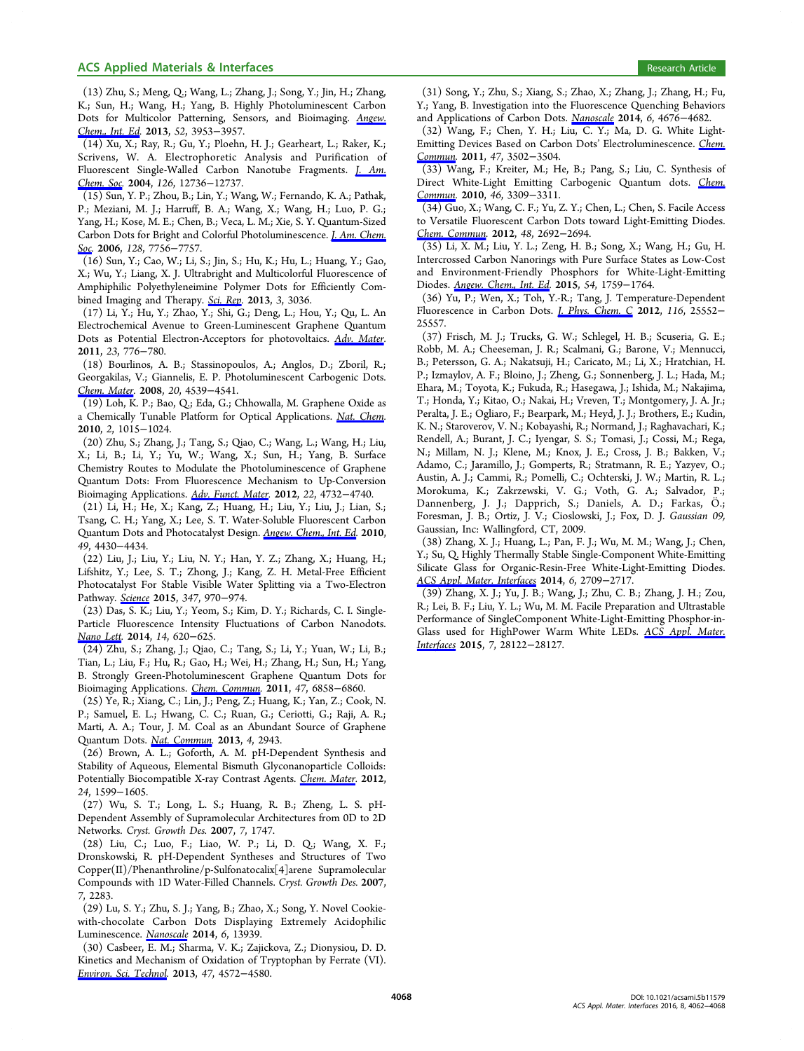(13) Zhu, S.; Meng, Q.; Wang, L.; Zhang, J.; Song, Y.; Jin, H.; Zhang, K.; Sun, H.; Wang, H.; Yang, B. Highly Photoluminescent Carbon Dots for Multicolor Patterning, Sensors, and Bioimaging. *Angew. Chem., Int. Ed.* **2013**, *52*, 3953−3957.

(14) Xu, X.; Ray, R.; Gu, Y.; Ploehn, H. J.; Gearheart, L.; Raker, K.; Scrivens, W. A. Electrophoretic Analysis and Purification of Fluorescent Single-Walled Carbon Nanotube Fragments. *J. Am. Chem. Soc.* **2004**, *126*, 12736−12737.

(15) Sun, Y. P.; Zhou, B.; Lin, Y.; Wang, W.; Fernando, K. A.; Pathak, P.; Meziani, M. J.; Harruff, B. A.; Wang, X.; Wang, H.; Luo, P. G.; Yang, H.; Kose, M. E.; Chen, B.; Veca, L. M.; Xie, S. Y. Quantum-Sized Carbon Dots for Bright and Colorful Photoluminescence. *J. Am. Chem. Soc.* **2006**, *128*, 7756−7757.

(16) Sun, Y.; Cao, W.; Li, S.; Jin, S.; Hu, K.; Hu, L.; Huang, Y.; Gao, X.; Wu, Y.; Liang, X. J. Ultrabright and Multicolorful Fluorescence of Amphiphilic Polyethyleneimine Polymer Dots for Efficiently Combined Imaging and Therapy. *Sci. Rep.* **2013**, *3*, 3036.

(17) Li, Y.; Hu, Y.; Zhao, Y.; Shi, G.; Deng, L.; Hou, Y.; Qu, L. An Electrochemical Avenue to Green-Luminescent Graphene Quantum Dots as Potential Electron-Acceptors for photovoltaics. *Adv. Mater.* **2011**, *23*, 776−780.

(18) Bourlinos, A. B.; Stassinopoulos, A.; Anglos, D.; Zboril, R.; Georgakilas, V.; Giannelis, E. P. Photoluminescent Carbogenic Dots. *Chem. Mater.* **2008**, *20*, 4539−4541.

(19) Loh, K. P.; Bao, Q.; Eda, G.; Chhowalla, M. Graphene Oxide as a Chemically Tunable Platform for Optical Applications. *Nat. Chem.* **2010**, *2*, 1015−1024.

(20) Zhu, S.; Zhang, J.; Tang, S.; Qiao, C.; Wang, L.; Wang, H.; Liu, X.; Li, B.; Li, Y.; Yu, W.; Wang, X.; Sun, H.; Yang, B. Surface Chemistry Routes to Modulate the Photoluminescence of Graphene Quantum Dots: From Fluorescence Mechanism to Up-Conversion Bioimaging Applications. *Adv. Funct. Mater.* **2012**, *22*, 4732−4740.

(21) Li, H.; He, X.; Kang, Z.; Huang, H.; Liu, Y.; Liu, J.; Lian, S.; Tsang, C. H.; Yang, X.; Lee, S. T. Water-Soluble Fluorescent Carbon Quantum Dots and Photocatalyst Design. *Angew. Chem., Int. Ed.* **2010**, *49*, 4430−4434.

(22) Liu, J.; Liu, Y.; Liu, N. Y.; Han, Y. Z.; Zhang, X.; Huang, H.; Lifshitz, Y.; Lee, S. T.; Zhong, J.; Kang, Z. H. Metal-Free Efficient Photocatalyst For Stable Visible Water Splitting via a Two-Electron Pathway. *Science* **2015**, *347*, 970−974.

(23) Das, S. K.; Liu, Y.; Yeom, S.; Kim, D. Y.; Richards, C. I. Single-Particle Fluorescence Intensity Fluctuations of Carbon Nanodots. *Nano Lett.* **2014**, *14*, 620−625.

(24) Zhu, S.; Zhang, J.; Qiao, C.; Tang, S.; Li, Y.; Yuan, W.; Li, B.; Tian, L.; Liu, F.; Hu, R.; Gao, H.; Wei, H.; Zhang, H.; Sun, H.; Yang, B. Strongly Green-Photoluminescent Graphene Quantum Dots for Bioimaging Applications. *Chem. Commun.* **2011**, *47*, 6858−6860.

(25) Ye, R.; Xiang, C.; Lin, J.; Peng, Z.; Huang, K.; Yan, Z.; Cook, N. P.; Samuel, E. L.; Hwang, C. C.; Ruan, G.; Ceriotti, G.; Raji, A. R.; Marti, A. A.; Tour, J. M. Coal as an Abundant Source of Graphene Quantum Dots. *Nat. Commun.* **2013**, *4*, 2943.

(26) Brown, A. L.; Goforth, A. M. pH-Dependent Synthesis and Stability of Aqueous, Elemental Bismuth Glyconanoparticle Colloids: Potentially Biocompatible X-ray Contrast Agents. *Chem. Mater.* **2012**, *24*, 1599−1605.

(27) Wu, S. T.; Long, L. S.; Huang, R. B.; Zheng, L. S. pH-Dependent Assembly of Supramolecular Architectures from 0D to 2D Networks. *Cryst. Growth Des.* **2007**, *7*, 1747.

(28) Liu, C.; Luo, F.; Liao, W. P.; Li, D. Q.; Wang, X. F.; Dronskowski, R. pH-Dependent Syntheses and Structures of Two Copper(II)/Phenanthroline/p-Sulfonatocalix[4]arene Supramolecular Compounds with 1D Water-Filled Channels. *Cryst. Growth Des.* **2007**, *7*, 2283.

(29) Lu, S. Y.; Zhu, S. J.; Yang, B.; Zhao, X.; Song, Y. Novel Cookie-with-chocolate Carbon Dots Displaying Extremely Acidophilic Luminescence. *Nanoscale* **2014**, *6*, 13939.

(30) Casbeer, E. M.; Sharma, V. K.; Zajickova, Z.; Dionysiou, D. D. Kinetics and Mechanism of Oxidation of Tryptophan by Ferrate (VI). *Environ. Sci. Technol.* **2013**, *47*, 4572−4580.

(31) Song, Y.; Zhu, S.; Xiang, S.; Zhao, X.; Zhang, J.; Zhang, H.; Fu, Y.; Yang, B. Investigation into the Fluorescence Quenching Behaviors and Applications of Carbon Dots. *Nanoscale* **2014**, *6*, 4676−4682.

(32) Wang, F.; Chen, Y. H.; Liu, C. Y.; Ma, D. G. White Light-Emitting Devices Based on Carbon Dots' Electroluminescence. *Chem. Commun.* **2011**, *47*, 3502−3504.

(33) Wang, F.; Kreiter, M.; He, B.; Pang, S.; Liu, C. Synthesis of Direct White-Light Emitting Carbogenic Quantum dots. *Chem. Commun.* **2010**, *46*, 3309−3311.

(34) Guo, X.; Wang, C. F.; Yu, Z. Y.; Chen, L.; Chen, S. Facile Access to Versatile Fluorescent Carbon Dots toward Light-Emitting Diodes. *Chem. Commun.* **2012**, *48*, 2692−2694.

(35) Li, X. M.; Liu, Y. L.; Zeng, H. B.; Song, X.; Wang, H.; Gu, H. Intercrossed Carbon Nanorings with Pure Surface States as Low-Cost and Environment-Friendly Phosphors for White-Light-Emitting Diodes. *Angew. Chem., Int. Ed.* **2015**, *54*, 1759−1764.

(36) Yu, P.; Wen, X.; Toh, Y.-R.; Tang, J. Temperature-Dependent Fluorescence in Carbon Dots. *J. Phys. Chem. C* **2012**, *116*, 25552−25557.

(37) Frisch, M. J.; Trucks, G. W.; Schlegel, H. B.; Scuseria, G. E.; Robb, M. A.; Cheeseman, J. R.; Scalmani, G.; Barone, V.; Mennucci, B.; Petersson, G. A.; Nakatsuji, H.; Caricato, M.; Li, X.; Hratchian, H. P.; Izmaylov, A. F.; Bloino, J.; Zheng, G.; Sonnenberg, J. L.; Hada, M.; Ehara, M.; Toyota, K.; Fukuda, R.; Hasegawa, J.; Ishida, M.; Nakajima, T.; Honda, Y.; Kitao, O.; Nakai, H.; Vreven, T.; Montgomery, J. A. Jr.; Peralta, J. E.; Ogliaro, F.; Bearpark, M.; Heyd, J. J.; Brothers, E.; Kudin, K. N.; Staroverov, V. N.; Kobayashi, R.; Normand, J.; Raghavachari, K.; Rendell, A.; Burant, J. C.; Iyengar, S. S.; Tomasi, J.; Cossi, M.; Rega, N.; Millam, N. J.; Klene, M.; Knox, J. E.; Cross, J. B.; Bakken, V.; Adamo, C.; Jaramillo, J.; Gomperts, R.; Stratmann, R. E.; Yazyev, O.; Austin, A. J.; Cammi, R.; Pomelli, C.; Ochterski, J. W.; Martin, R. L.; Morokuma, K.; Zakrzewski, V. G.; Voth, G. A.; Salvador, P.; Dannenberg, J. J.; Dapprich, S.; Daniels, A. D.; Farkas, Ö.; Foresman, J. B.; Ortiz, J. V.; Cioslowski, J.; Fox, D. J. *Gaussian 09*, Gaussian, Inc: Wallingford, CT, 2009.

(38) Zhang, X. J.; Huang, L.; Pan, F. J.; Wu, M. M.; Wang, J.; Chen, Y.; Su, Q. Highly Thermally Stable Single-Component White-Emitting Silicate Glass for Organic-Resin-Free White-Light-Emitting Diodes. *ACS Appl. Mater. Interfaces* **2014**, *6*, 2709−2717.

(39) Zhang, X. J.; Yu, J. B.; Wang, J.; Zhu, C. B.; Zhang, J. H.; Zou, R.; Lei, B. F.; Liu, Y. L.; Wu, M. M. Facile Preparation and Ultrastable Performance of SingleComponent White-Light-Emitting Phosphor-in-Glass used for HighPower Warm White LEDs. *ACS Appl. Mater. Interfaces* **2015**, *7*, 28122−28127.